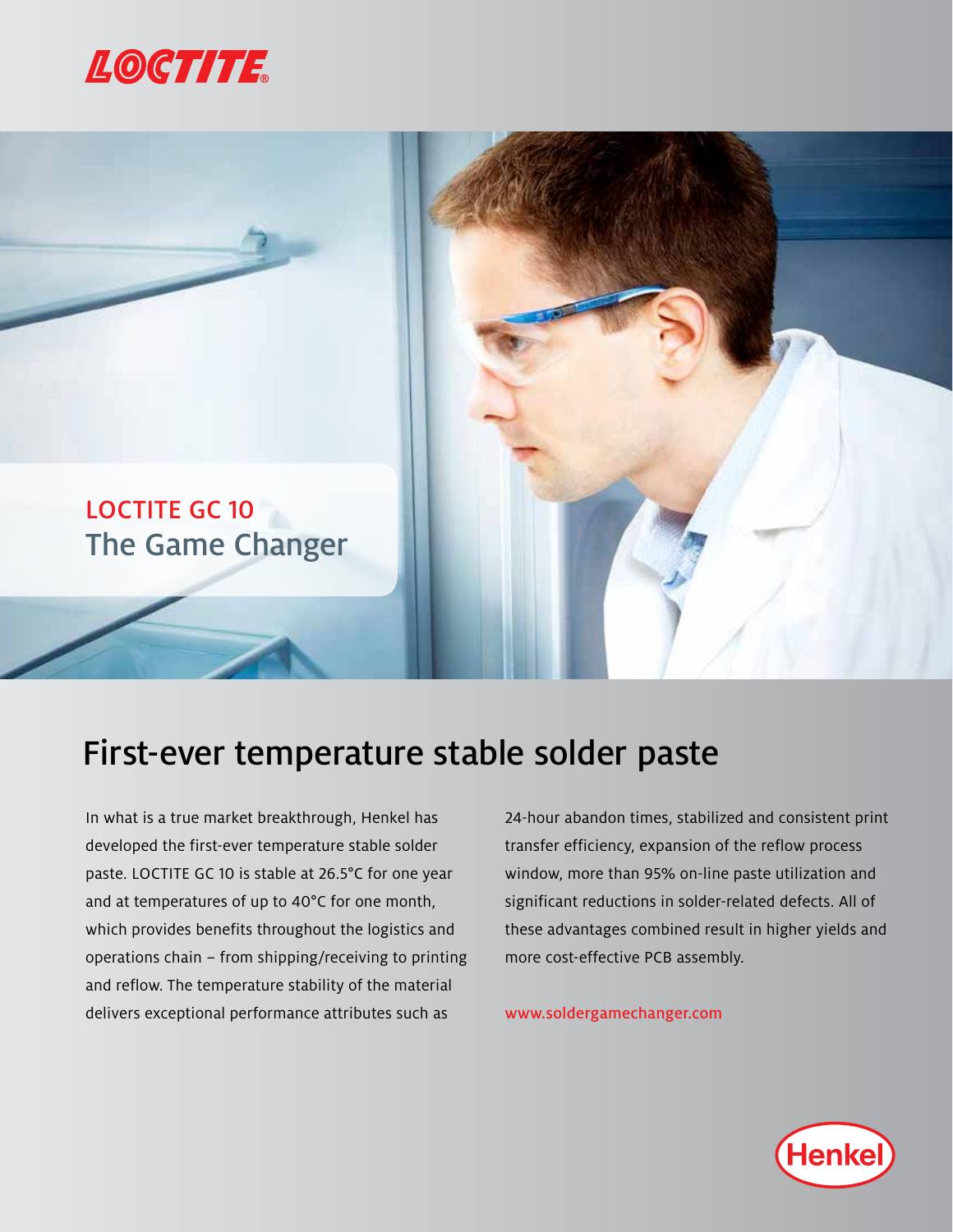LOCTITE

## LOCTITE GC 10
## The Game Changer

# First-ever temperature stable solder paste

In what is a true market breakthrough, Henkel has developed the first-ever temperature stable solder paste. LOCTITE GC 10 is stable at 26.5°C for one year and at temperatures of up to 40°C for one month, which provides benefits throughout the logistics and operations chain – from shipping/receiving to printing and reflow. The temperature stability of the material delivers exceptional performance attributes such as 24-hour abandon times, stabilized and consistent print transfer efficiency, expansion of the reflow process window, more than 95% on-line paste utilization and significant reductions in solder-related defects. All of these advantages combined result in higher yields and more cost-effective PCB assembly.

www.soldergamechanger.com

Henkel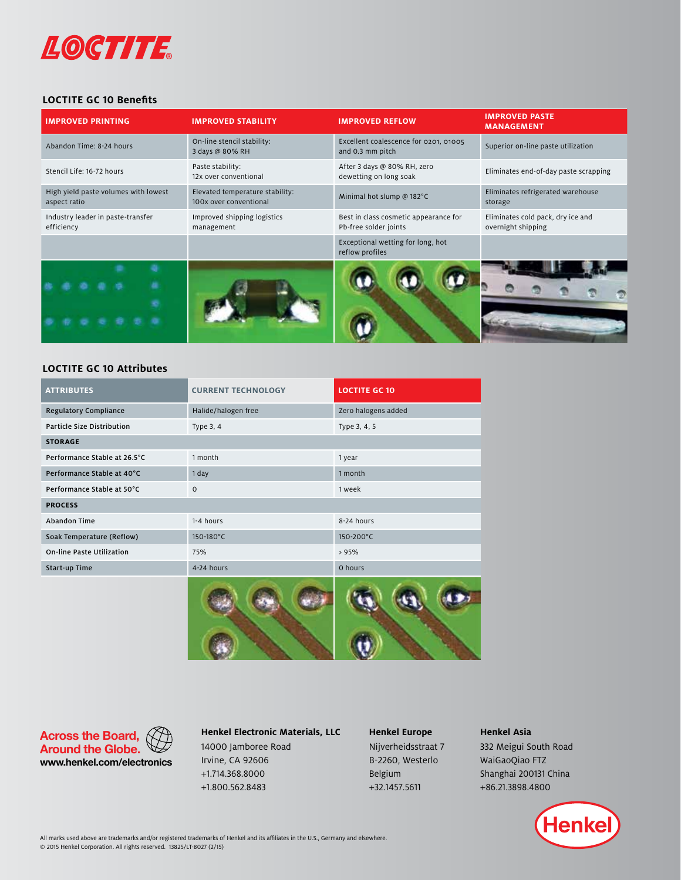LOCTITE

### LOCTITE GC 10 Benefits

| IMPROVED PRINTING | IMPROVED STABILITY | IMPROVED REFLOW | IMPROVED PASTE MANAGEMENT |
|---|---|---|---|
| Abandon Time: 8-24 hours | On-line stencil stability: 3 days @ 80% RH | Excellent coalescence for 0201, 01005 and 0.3 mm pitch | Superior on-line paste utilization |
| Stencil Life: 16-72 hours | Paste stability: 12x over conventional | After 3 days @ 80% RH, zero dewetting on long soak | Eliminates end-of-day paste scrapping |
| High yield paste volumes with lowest aspect ratio | Elevated temperature stability: 100x over conventional | Minimal hot slump @ 182°C | Eliminates refrigerated warehouse storage |
| Industry leader in paste-transfer efficiency | Improved shipping logistics management | Best in class cosmetic appearance for Pb-free solder joints | Eliminates cold pack, dry ice and overnight shipping |
| | | Exceptional wetting for long, hot reflow profiles | |

### LOCTITE GC 10 Attributes

| ATTRIBUTES | CURRENT TECHNOLOGY | LOCTITE GC 10 |
|---|---|---|
| Regulatory Compliance | Halide/halogen free | Zero halogens added |
| Particle Size Distribution | Type 3, 4 | Type 3, 4, 5 |
| **STORAGE** | | |
| Performance Stable at 26.5°C | 1 month | 1 year |
| Performance Stable at 40°C | 1 day | 1 month |
| Performance Stable at 50°C | 0 | 1 week |
| **PROCESS** | | |
| Abandon Time | 1-4 hours | 8-24 hours |
| Soak Temperature (Reflow) | 150-180°C | 150-200°C |
| On-line Paste Utilization | 75% | > 95% |
| Start-up Time | 4-24 hours | 0 hours |

**Across the Board, Around the Globe.**
www.henkel.com/electronics

**Henkel Electronic Materials, LLC**
14000 Jamboree Road
Irvine, CA 92606
+1.714.368.8000
+1.800.562.8483

**Henkel Europe**
Nijverheidsstraat 7
B-2260, Westerlo
Belgium
+32.1457.5611

**Henkel Asia**
332 Meigui South Road
WaiGaoQiao FTZ
Shanghai 200131 China
+86.21.3898.4800

Henkel

All marks used above are trademarks and/or registered trademarks of Henkel and its affiliates in the U.S., Germany and elsewhere.
© 2015 Henkel Corporation. All rights reserved. 13825/LT-8027 (2/15)